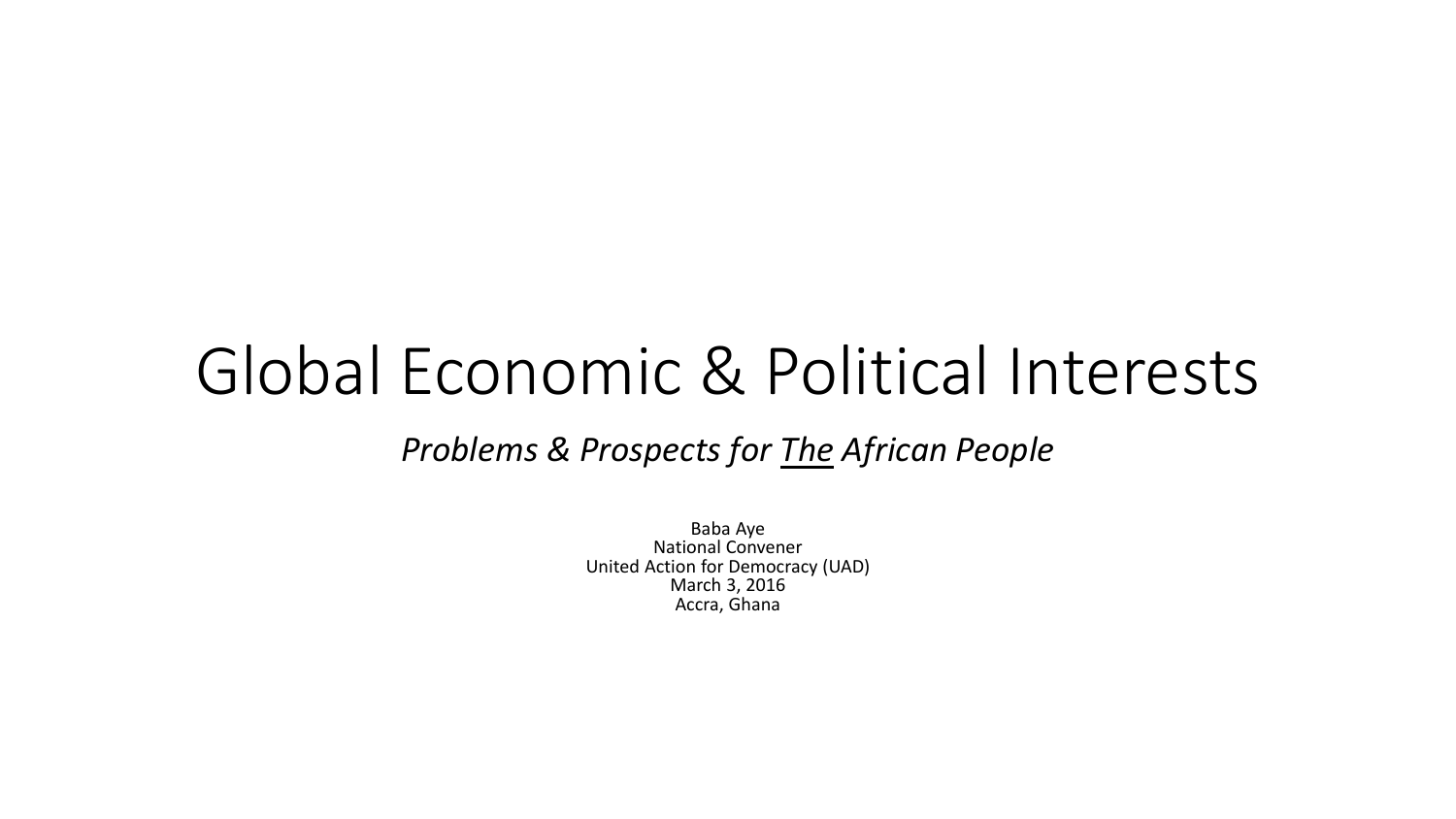# Global Economic & Political Interests

*Problems & Prospects for <u>The</u> African People*

Baba Aye
National Convener
United Action for Democracy (UAD)
March 3, 2016
Accra, Ghana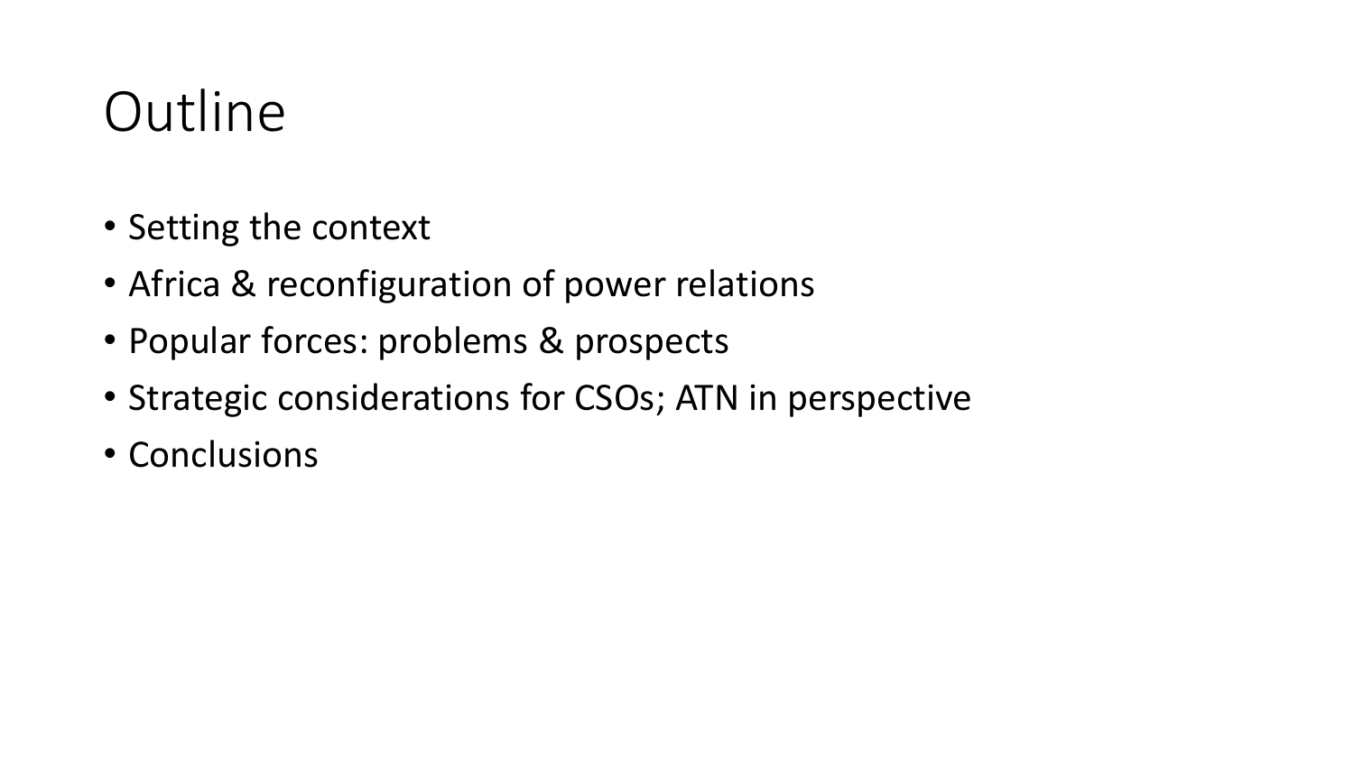# Outline

- Setting the context
- Africa & reconfiguration of power relations
- Popular forces: problems & prospects
- Strategic considerations for CSOs; ATN in perspective
- Conclusions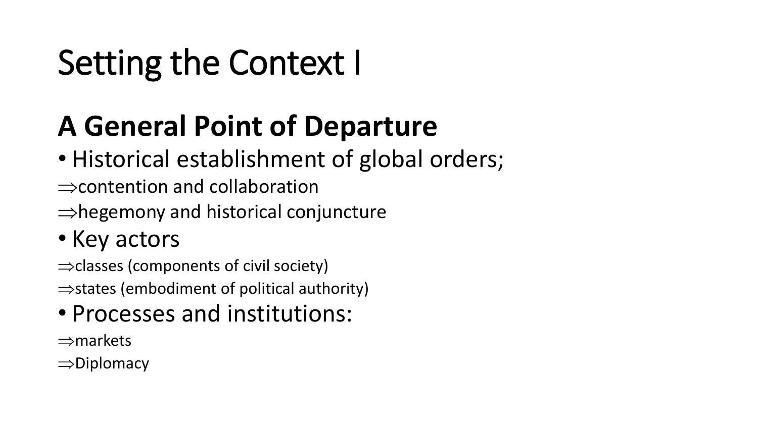# Setting the Context I

## A General Point of Departure

- Historical establishment of global orders;

⇒contention and collaboration

⇒hegemony and historical conjuncture

- Key actors

⇒classes (components of civil society)

⇒states (embodiment of political authority)

- Processes and institutions:

⇒markets

⇒Diplomacy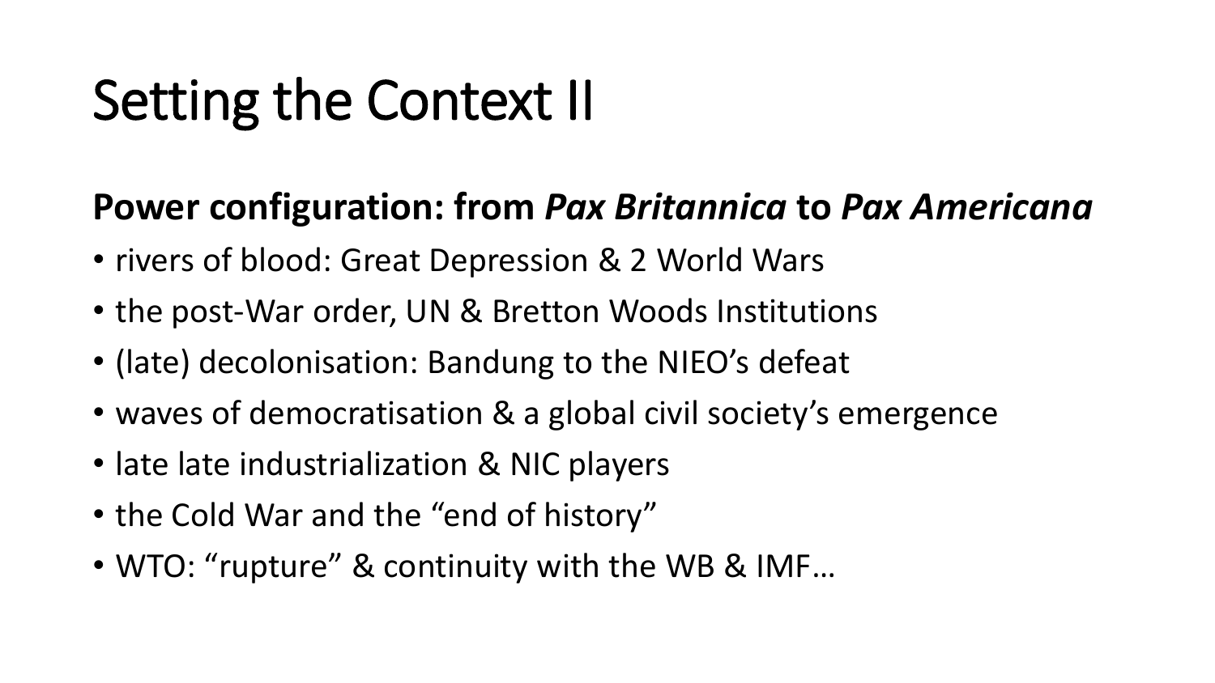# Setting the Context II

**Power configuration: from *Pax Britannica* to *Pax Americana***

- rivers of blood: Great Depression & 2 World Wars
- the post-War order, UN & Bretton Woods Institutions
- (late) decolonisation: Bandung to the NIEO's defeat
- waves of democratisation & a global civil society's emergence
- late late industrialization & NIC players
- the Cold War and the "end of history"
- WTO: "rupture" & continuity with the WB & IMF…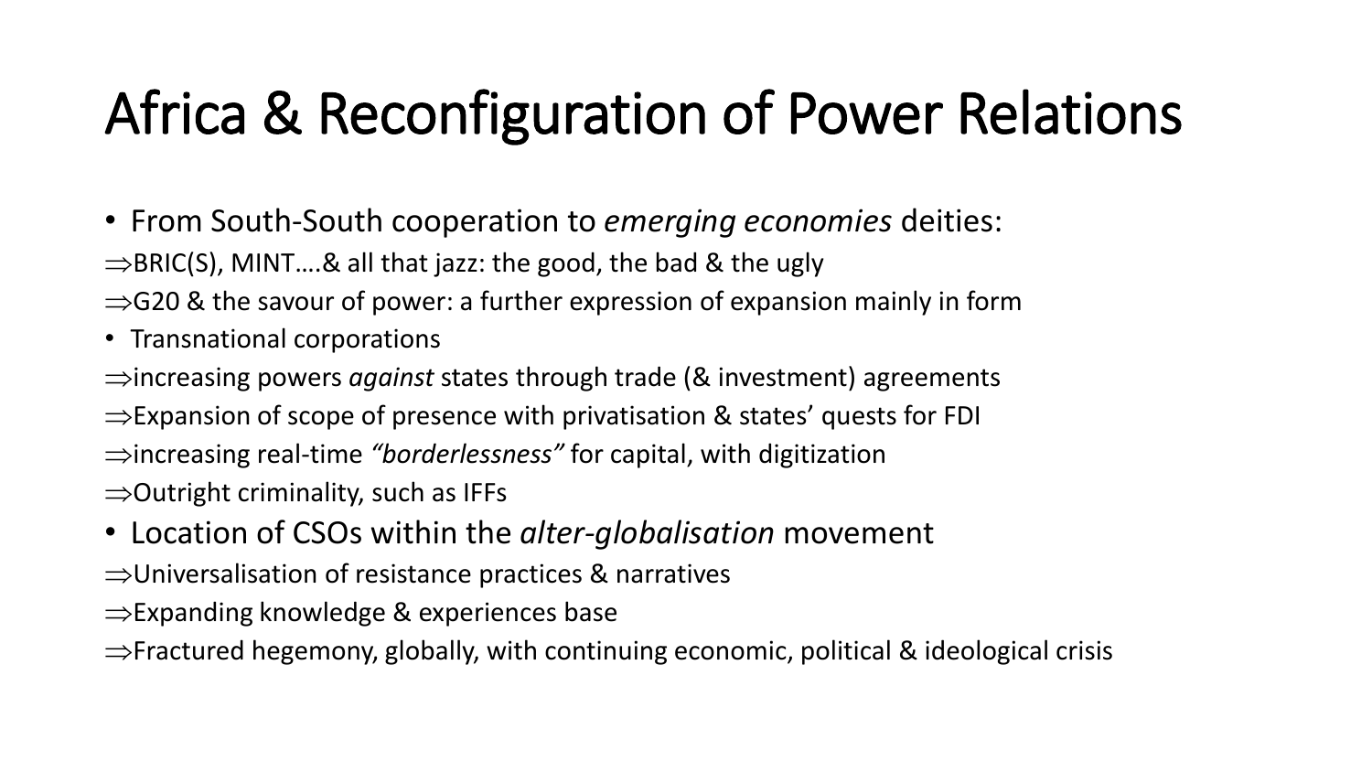# Africa & Reconfiguration of Power Relations

- From South-South cooperation to *emerging economies* deities:

⇒BRIC(S), MINT….& all that jazz: the good, the bad & the ugly

⇒G20 & the savour of power: a further expression of expansion mainly in form

- Transnational corporations

⇒increasing powers *against* states through trade (& investment) agreements

⇒Expansion of scope of presence with privatisation & states' quests for FDI

⇒increasing real-time *"borderlessness"* for capital, with digitization

⇒Outright criminality, such as IFFs

- Location of CSOs within the *alter-globalisation* movement

⇒Universalisation of resistance practices & narratives

⇒Expanding knowledge & experiences base

⇒Fractured hegemony, globally, with continuing economic, political & ideological crisis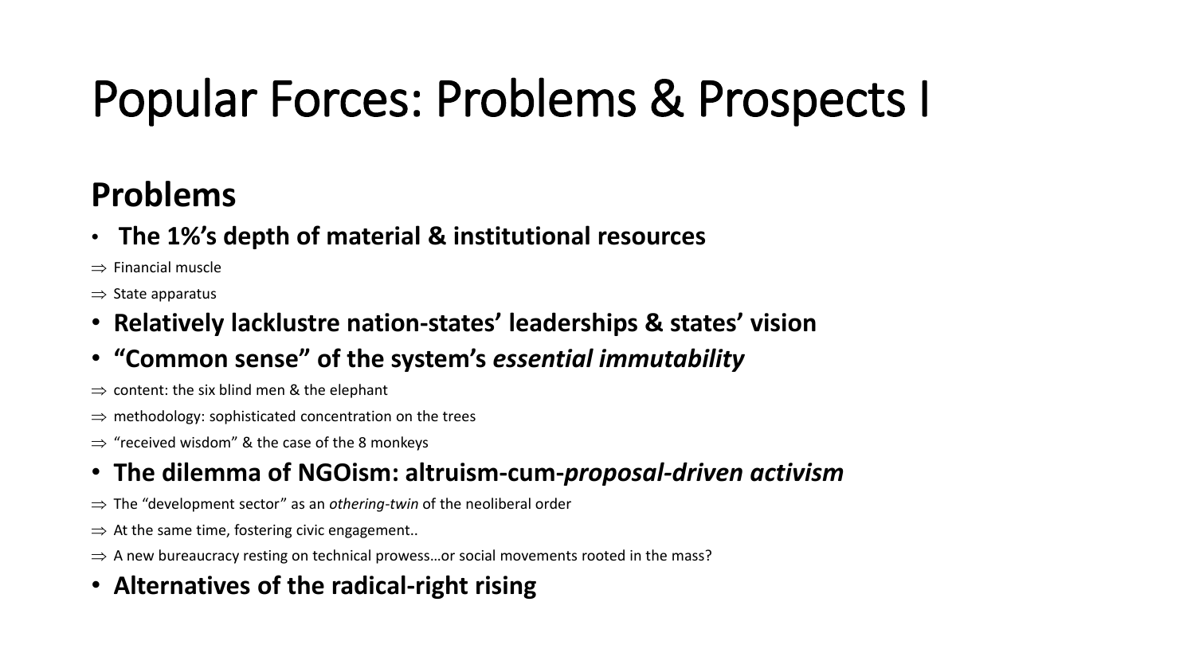# Popular Forces: Problems & Prospects I

## Problems

- **The 1%'s depth of material & institutional resources**

⇒ Financial muscle

⇒ State apparatus

- **Relatively lacklustre nation-states' leaderships & states' vision**
- **"Common sense" of the system's *essential immutability***

⇒ content: the six blind men & the elephant

⇒ methodology: sophisticated concentration on the trees

⇒ "received wisdom" & the case of the 8 monkeys

- **The dilemma of NGOism: altruism-cum-*proposal-driven activism***

⇒ The "development sector" as an *othering-twin* of the neoliberal order

⇒ At the same time, fostering civic engagement..

⇒ A new bureaucracy resting on technical prowess…or social movements rooted in the mass?

- **Alternatives of the radical-right rising**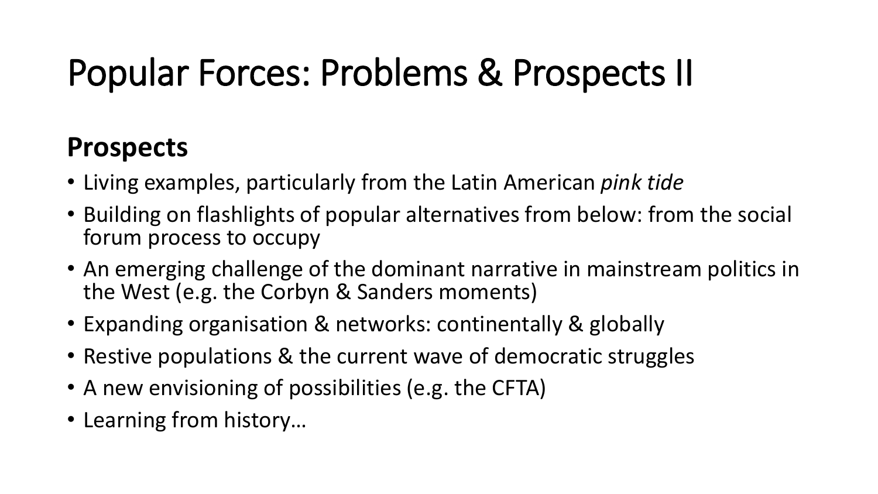# Popular Forces: Problems & Prospects II

## **Prospects**

- Living examples, particularly from the Latin American *pink tide*
- Building on flashlights of popular alternatives from below: from the social forum process to occupy
- An emerging challenge of the dominant narrative in mainstream politics in the West (e.g. the Corbyn & Sanders moments)
- Expanding organisation & networks: continentally & globally
- Restive populations & the current wave of democratic struggles
- A new envisioning of possibilities (e.g. the CFTA)
- Learning from history…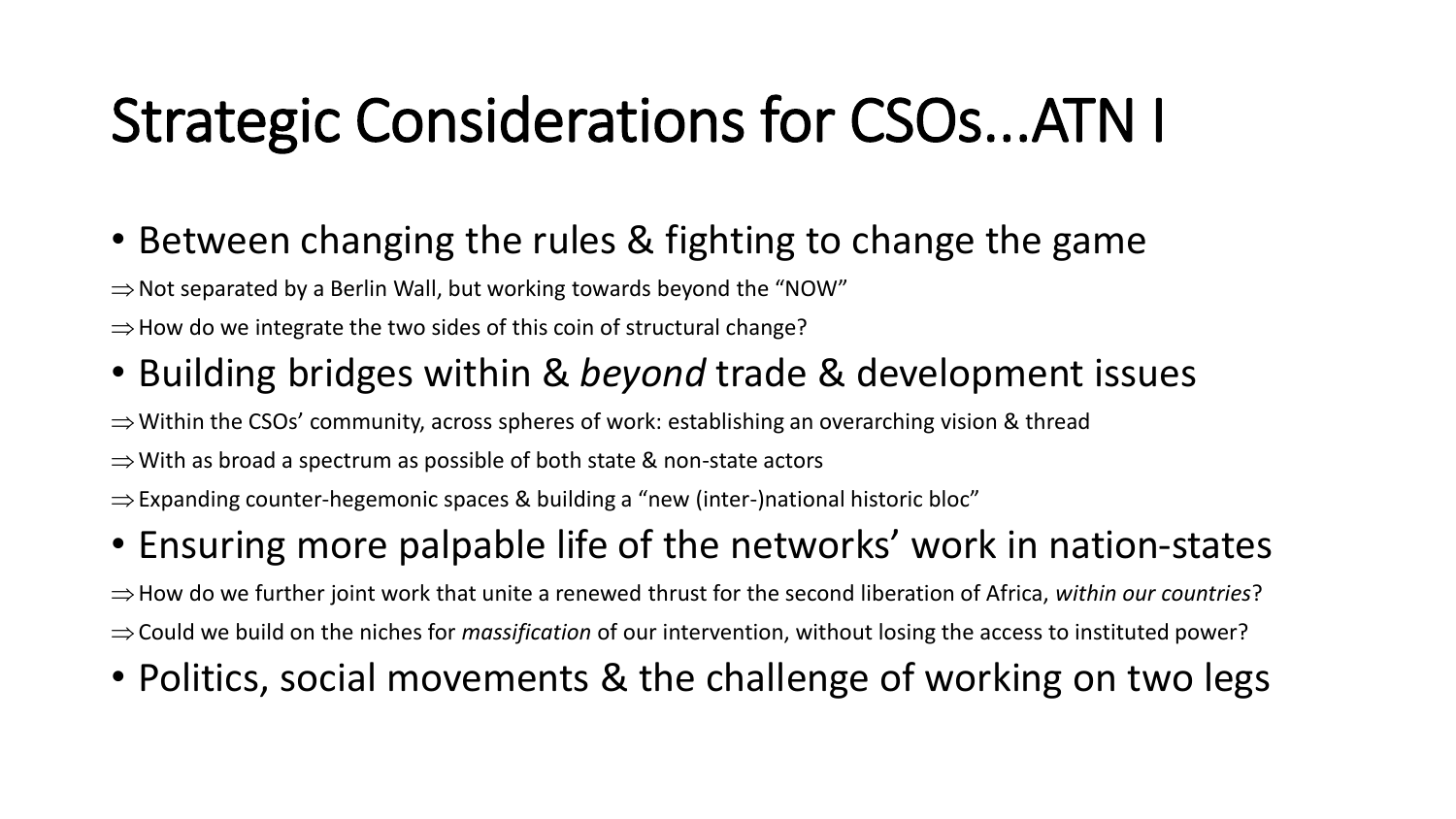# Strategic Considerations for CSOs…ATN I

- Between changing the rules & fighting to change the game

$\Rightarrow$ Not separated by a Berlin Wall, but working towards beyond the "NOW"

$\Rightarrow$ How do we integrate the two sides of this coin of structural change?

- Building bridges within & *beyond* trade & development issues

$\Rightarrow$ Within the CSOs' community, across spheres of work: establishing an overarching vision & thread

$\Rightarrow$ With as broad a spectrum as possible of both state & non-state actors

$\Rightarrow$ Expanding counter-hegemonic spaces & building a "new (inter-)national historic bloc"

- Ensuring more palpable life of the networks' work in nation-states

$\Rightarrow$ How do we further joint work that unite a renewed thrust for the second liberation of Africa, *within our countries*?

$\Rightarrow$ Could we build on the niches for *massification* of our intervention, without losing the access to instituted power?

- Politics, social movements & the challenge of working on two legs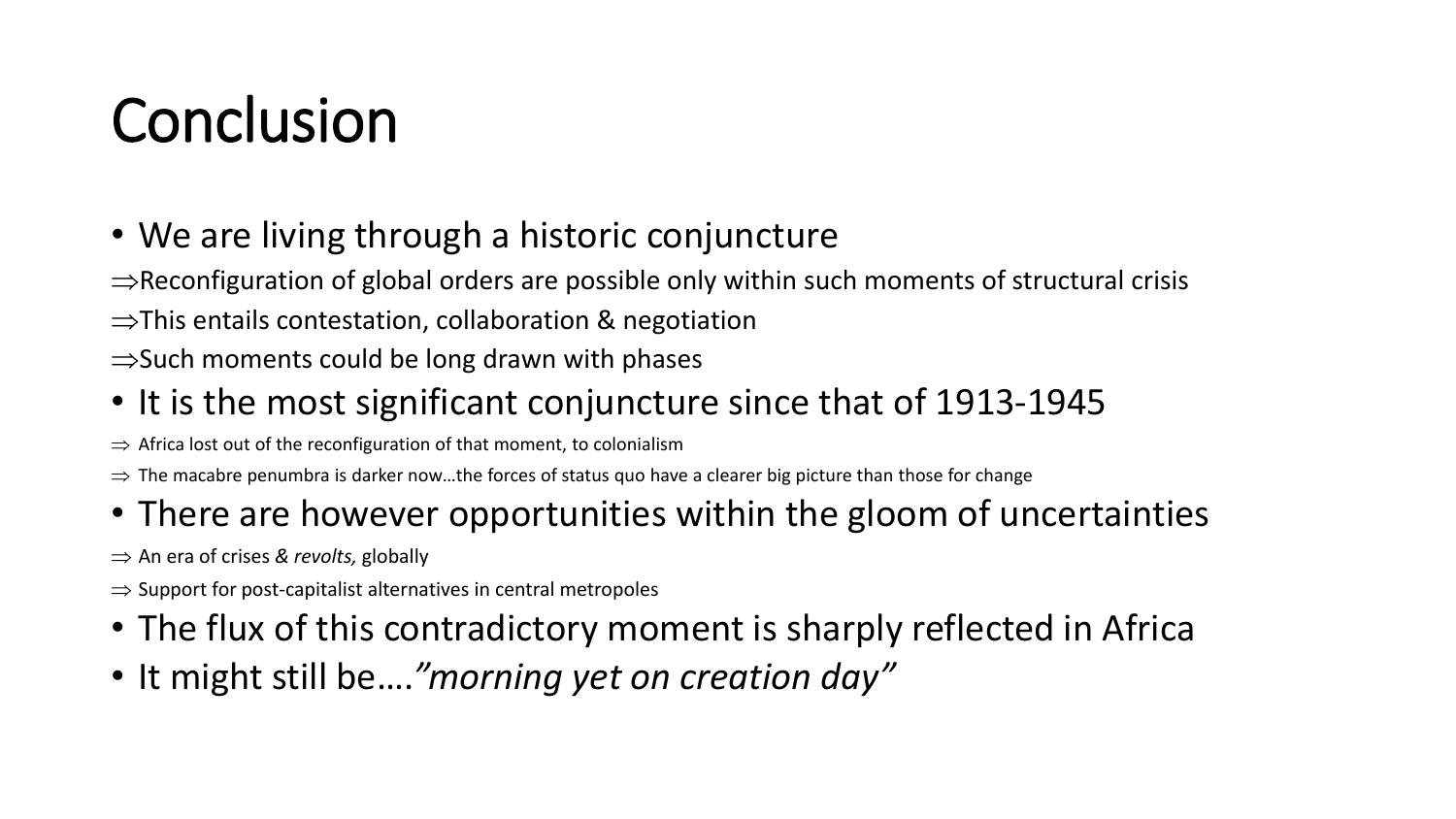# Conclusion

- We are living through a historic conjuncture

⇒Reconfiguration of global orders are possible only within such moments of structural crisis

⇒This entails contestation, collaboration & negotiation

⇒Such moments could be long drawn with phases

- It is the most significant conjuncture since that of 1913-1945

⇒ Africa lost out of the reconfiguration of that moment, to colonialism

⇒ The macabre penumbra is darker now…the forces of status quo have a clearer big picture than those for change

- There are however opportunities within the gloom of uncertainties

⇒ An era of crises *& revolts,* globally

⇒ Support for post-capitalist alternatives in central metropoles

- The flux of this contradictory moment is sharply reflected in Africa
- It might still be….*"morning yet on creation day"*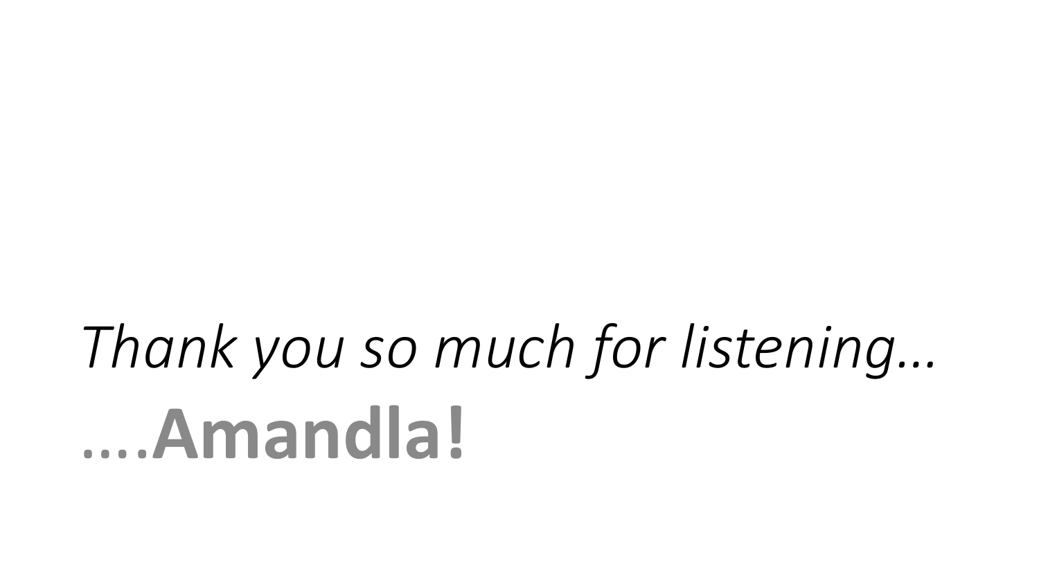*Thank you so much for listening…*

….**Amandla!**